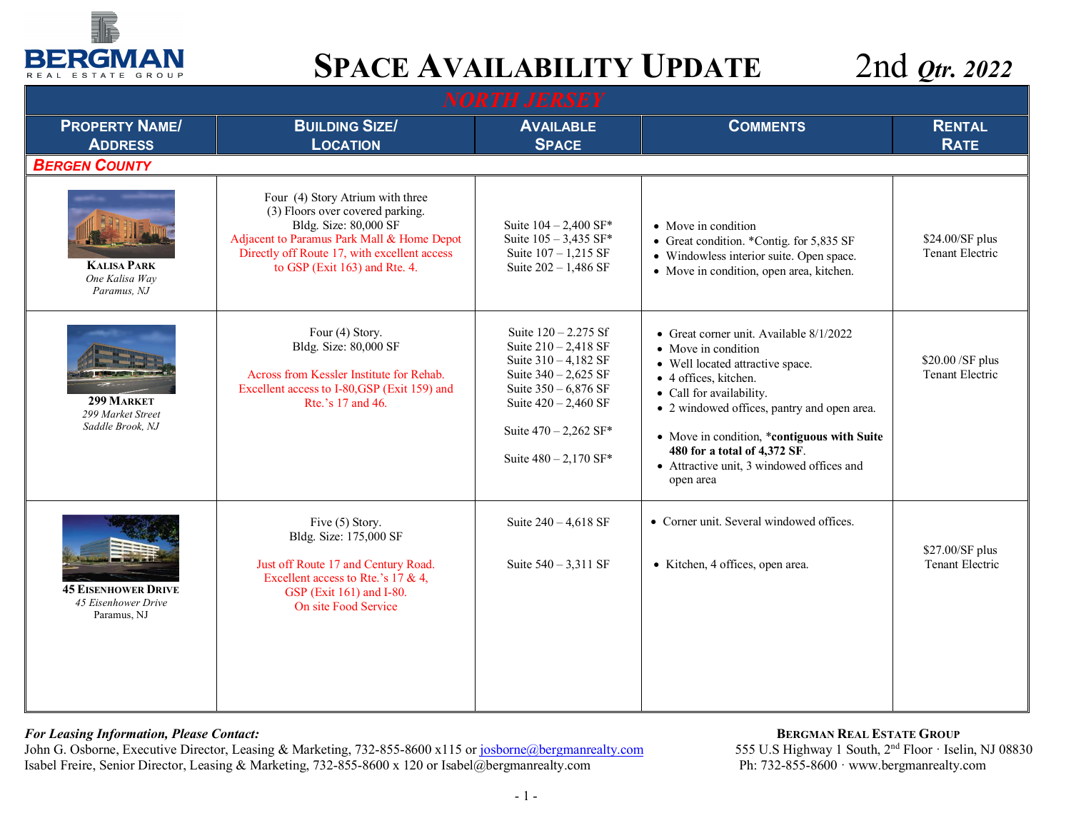BERGMAN REAL ESTATE GROUP

# SPACE AVAILABILITY UPDATE 2nd *Qtr. 2022*

## NORTH JERSEY

| PROPERTY NAME/ ADDRESS | BUILDING SIZE/ LOCATION | AVAILABLE SPACE | COMMENTS | RENTAL RATE |
|---|---|---|---|---|
| ***BERGEN COUNTY*** | | | | |
| **KALISA PARK**<br>*One Kalisa Way*<br>*Paramus, NJ* | Four (4) Story Atrium with three (3) Floors over covered parking.<br>Bldg. Size: 80,000 SF<br>Adjacent to Paramus Park Mall & Home Depot Directly off Route 17, with excellent access to GSP (Exit 163) and Rte. 4. | Suite 104 – 2,400 SF*<br>Suite 105 – 3,435 SF*<br>Suite 107 – 1,215 SF<br>Suite 202 – 1,486 SF | • Move in condition<br>• Great condition. *Contig. for 5,835 SF<br>• Windowless interior suite. Open space.<br>• Move in condition, open area, kitchen. | $24.00/SF plus Tenant Electric |
| **299 MARKET**<br>*299 Market Street*<br>*Saddle Brook, NJ* | Four (4) Story.<br>Bldg. Size: 80,000 SF<br>Across from Kessler Institute for Rehab. Excellent access to I-80,GSP (Exit 159) and Rte.'s 17 and 46. | Suite 120 – 2.275 Sf<br>Suite 210 – 2,418 SF<br>Suite 310 – 4,182 SF<br>Suite 340 – 2,625 SF<br>Suite 350 – 6,876 SF<br>Suite 420 – 2,460 SF<br>Suite 470 – 2,262 SF*<br>Suite 480 – 2,170 SF* | • Great corner unit. Available 8/1/2022<br>• Move in condition<br>• Well located attractive space.<br>• 4 offices, kitchen.<br>• Call for availability.<br>• 2 windowed offices, pantry and open area.<br>• Move in condition, ***contiguous with Suite 480 for a total of 4,372 SF**.<br>• Attractive unit, 3 windowed offices and open area | $20.00 /SF plus Tenant Electric |
| **45 EISENHOWER DRIVE**<br>*45 Eisenhower Drive*<br>Paramus, NJ | Five (5) Story.<br>Bldg. Size: 175,000 SF<br>Just off Route 17 and Century Road. Excellent access to Rte.'s 17 & 4, GSP (Exit 161) and I-80.<br>On site Food Service | Suite 240 – 4,618 SF<br>Suite 540 – 3,311 SF | • Corner unit. Several windowed offices.<br>• Kitchen, 4 offices, open area. | $27.00/SF plus Tenant Electric |

***For Leasing Information, Please Contact:***
John G. Osborne, Executive Director, Leasing & Marketing, 732-855-8600 x115 or josborne@bergmanrealty.com
Isabel Freire, Senior Director, Leasing & Marketing, 732-855-8600 x 120 or Isabel@bergmanrealty.com

**BERGMAN REAL ESTATE GROUP**
555 U.S Highway 1 South, 2nd Floor · Iselin, NJ 08830
Ph: 732-855-8600 · www.bergmanrealty.com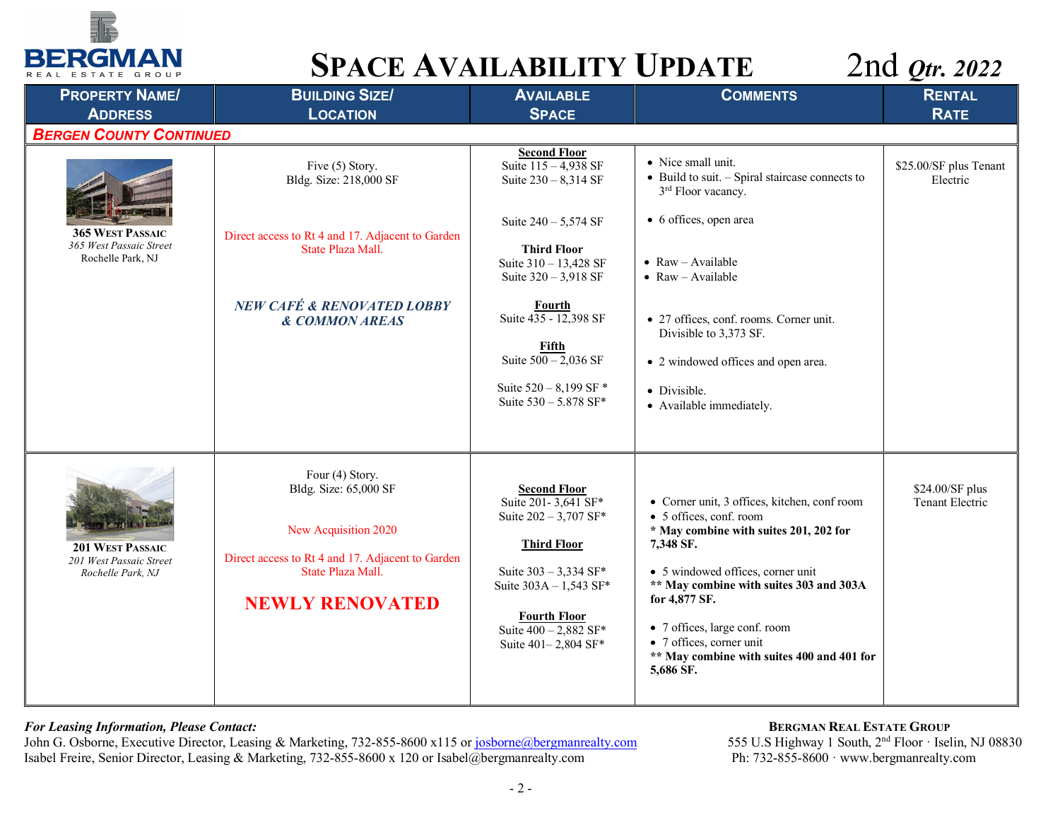# BERGMAN REAL ESTATE GROUP

# SPACE AVAILABILITY UPDATE — 2nd *Qtr. 2022*

| PROPERTY NAME/ ADDRESS | BUILDING SIZE/ LOCATION | AVAILABLE SPACE | COMMENTS | RENTAL RATE |
|---|---|---|---|---|
| ***BERGEN COUNTY CONTINUED*** | | | | |
| **365 WEST PASSAIC**<br>*365 West Passaic Street*<br>Rochelle Park, NJ | Five (5) Story.<br>Bldg. Size: 218,000 SF<br><br>Direct access to Rt 4 and 17. Adjacent to Garden State Plaza Mall.<br><br>***NEW CAFÉ & RENOVATED LOBBY & COMMON AREAS*** | **Second Floor**<br>Suite 115 – 4,938 SF<br>Suite 230 – 8,314 SF<br><br>Suite 240 – 5,574 SF<br><br>**Third Floor**<br>Suite 310 – 13,428 SF<br>Suite 320 – 3,918 SF<br><br>**Fourth**<br>Suite 435 - 12,398 SF<br><br>**Fifth**<br>Suite 500 – 2,036 SF<br><br>Suite 520 – 8,199 SF *<br>Suite 530 – 5.878 SF* | • Nice small unit.<br>• Build to suit. – Spiral staircase connects to 3rd Floor vacancy.<br><br>• 6 offices, open area<br><br>• Raw – Available<br>• Raw – Available<br><br>• 27 offices, conf. rooms. Corner unit. Divisible to 3,373 SF.<br><br>• 2 windowed offices and open area.<br><br>• Divisible.<br>• Available immediately. | $25.00/SF plus Tenant Electric |
| **201 WEST PASSAIC**<br>*201 West Passaic Street*<br>*Rochelle Park, NJ* | Four (4) Story.<br>Bldg. Size: 65,000 SF<br><br>New Acquisition 2020<br><br>Direct access to Rt 4 and 17. Adjacent to Garden State Plaza Mall.<br><br>**NEWLY RENOVATED** | **Second Floor**<br>Suite 201- 3,641 SF*<br>Suite 202 – 3,707 SF*<br><br>**Third Floor**<br><br>Suite 303 – 3,334 SF*<br>Suite 303A – 1,543 SF*<br><br>**Fourth Floor**<br>Suite 400 – 2,882 SF*<br>Suite 401– 2,804 SF* | • Corner unit, 3 offices, kitchen, conf room<br>• 5 offices, conf. room<br>**\* May combine with suites 201, 202 for 7,348 SF.**<br><br>• 5 windowed offices, corner unit<br>**\*\* May combine with suites 303 and 303A for 4,877 SF.**<br><br>• 7 offices, large conf. room<br>• 7 offices, corner unit<br>**\*\* May combine with suites 400 and 401 for 5,686 SF.** | $24.00/SF plus Tenant Electric |

***For Leasing Information, Please Contact:***
John G. Osborne, Executive Director, Leasing & Marketing, 732-855-8600 x115 or josborne@bergmanrealty.com
Isabel Freire, Senior Director, Leasing & Marketing, 732-855-8600 x 120 or Isabel@bergmanrealty.com

**BERGMAN REAL ESTATE GROUP**
555 U.S Highway 1 South, 2nd Floor · Iselin, NJ 08830
Ph: 732-855-8600 · www.bergmanrealty.com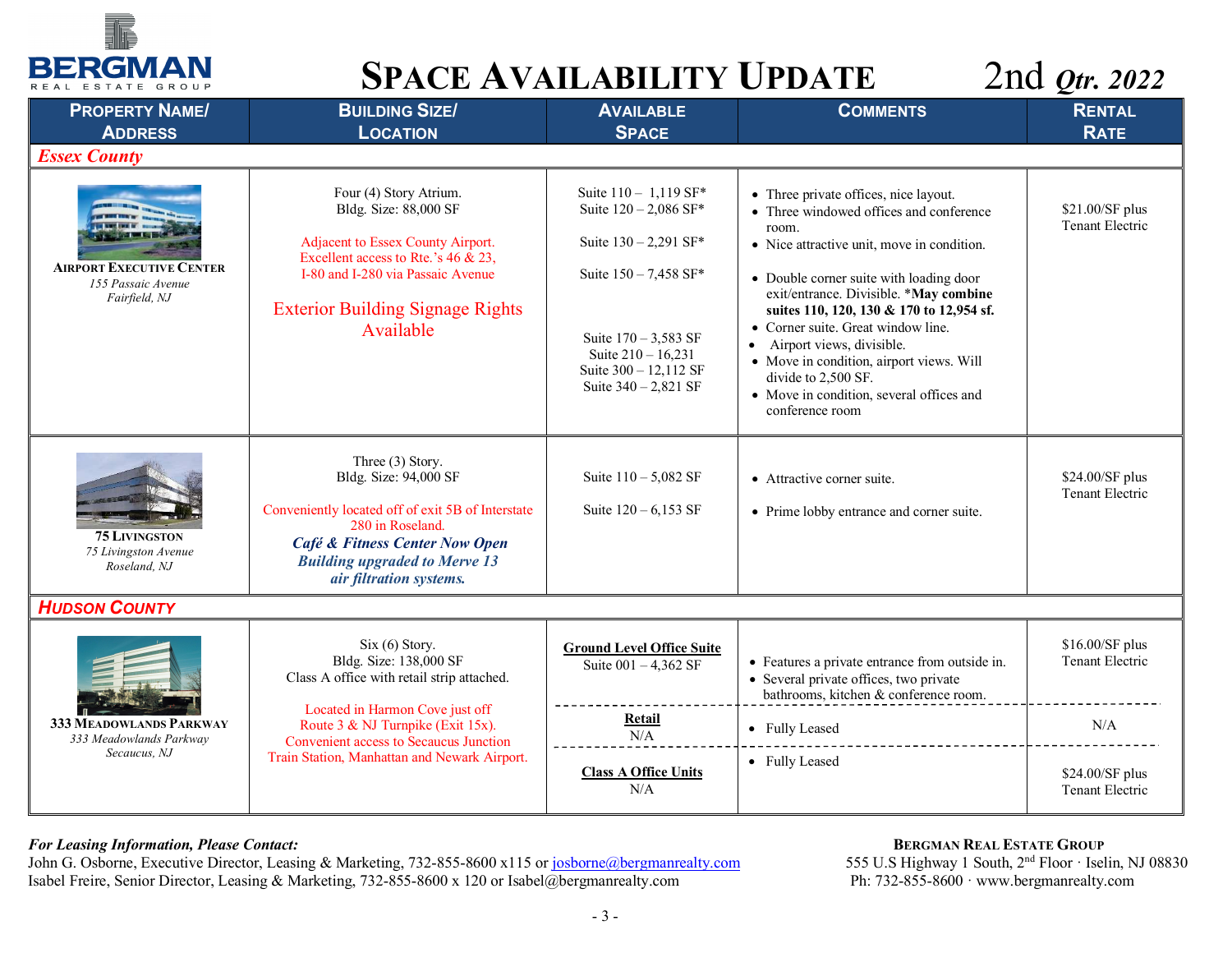# BERGMAN REAL ESTATE GROUP

# SPACE AVAILABILITY UPDATE 2nd *Qtr. 2022*

| PROPERTY NAME/ ADDRESS | BUILDING SIZE/ LOCATION | AVAILABLE SPACE | COMMENTS | RENTAL RATE |
|---|---|---|---|---|
| ***Essex County*** | | | | |
| **AIRPORT EXECUTIVE CENTER**<br>*155 Passaic Avenue*<br>*Fairfield, NJ* | Four (4) Story Atrium.<br>Bldg. Size: 88,000 SF<br><br>Adjacent to Essex County Airport. Excellent access to Rte.'s 46 & 23, I-80 and I-280 via Passaic Avenue<br><br>Exterior Building Signage Rights Available | Suite 110 – 1,119 SF*<br>Suite 120 – 2,086 SF*<br><br>Suite 130 – 2,291 SF*<br><br>Suite 150 – 7,458 SF*<br><br>Suite 170 – 3,583 SF<br>Suite 210 – 16,231<br>Suite 300 – 12,112 SF<br>Suite 340 – 2,821 SF | • Three private offices, nice layout.<br>• Three windowed offices and conference room.<br>• Nice attractive unit, move in condition.<br><br>• Double corner suite with loading door exit/entrance. Divisible. ***May combine suites 110, 120, 130 & 170 to 12,954 sf.**<br>• Corner suite. Great window line.<br>• Airport views, divisible.<br>• Move in condition, airport views. Will divide to 2,500 SF.<br>• Move in condition, several offices and conference room | $21.00/SF plus Tenant Electric |
| **75 LIVINGSTON**<br>*75 Livingston Avenue*<br>*Roseland, NJ* | Three (3) Story.<br>Bldg. Size: 94,000 SF<br><br>Conveniently located off of exit 5B of Interstate 280 in Roseland.<br>***Café & Fitness Center Now Open***<br>***Building upgraded to Merve 13 air filtration systems.*** | Suite 110 – 5,082 SF<br><br>Suite 120 – 6,153 SF | • Attractive corner suite.<br><br>• Prime lobby entrance and corner suite. | $24.00/SF plus Tenant Electric |
| ***HUDSON COUNTY*** | | | | |
| **333 MEADOWLANDS PARKWAY**<br>*333 Meadowlands Parkway*<br>*Secaucus, NJ* | Six (6) Story.<br>Bldg. Size: 138,000 SF<br>Class A office with retail strip attached.<br><br>Located in Harmon Cove just off Route 3 & NJ Turnpike (Exit 15x). Convenient access to Secaucus Junction Train Station, Manhattan and Newark Airport. | **Ground Level Office Suite**<br>Suite 001 – 4,362 SF | • Features a private entrance from outside in.<br>• Several private offices, two private bathrooms, kitchen & conference room. | $16.00/SF plus Tenant Electric |
| | | **Retail**<br>N/A | • Fully Leased | N/A |
| | | **Class A Office Units**<br>N/A | • Fully Leased | $24.00/SF plus Tenant Electric |

***For Leasing Information, Please Contact:***
John G. Osborne, Executive Director, Leasing & Marketing, 732-855-8600 x115 or josborne@bergmanrealty.com
Isabel Freire, Senior Director, Leasing & Marketing, 732-855-8600 x 120 or Isabel@bergmanrealty.com

**BERGMAN REAL ESTATE GROUP**
555 U.S Highway 1 South, 2nd Floor · Iselin, NJ 08830
Ph: 732-855-8600 · www.bergmanrealty.com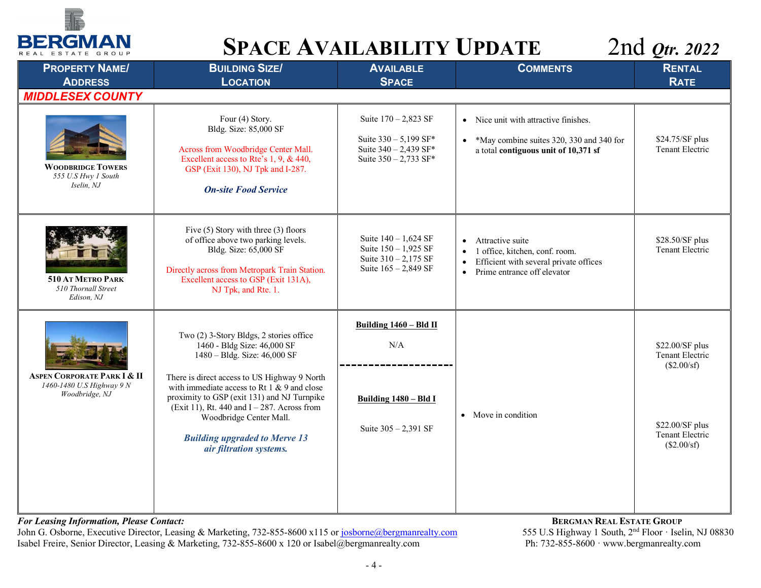# SPACE AVAILABILITY UPDATE 2nd *Qtr. 2022*

| PROPERTY NAME/ ADDRESS | BUILDING SIZE/ LOCATION | AVAILABLE SPACE | COMMENTS | RENTAL RATE |
|---|---|---|---|---|
| ***MIDDLESEX COUNTY*** | | | | |
| **WOODBRIDGE TOWERS**<br>*555 U.S Hwy 1 South*<br>*Iselin, NJ* | Four (4) Story.<br>Bldg. Size: 85,000 SF<br><br>Across from Woodbridge Center Mall. Excellent access to Rte's 1, 9, & 440, GSP (Exit 130), NJ Tpk and I-287.<br><br>***On-site Food Service*** | Suite 170 – 2,823 SF<br><br>Suite 330 – 5,199 SF*<br>Suite 340 – 2,439 SF*<br>Suite 350 – 2,733 SF* | • Nice unit with attractive finishes.<br>• *May combine suites 320, 330 and 340 for a total **contiguous unit of 10,371 sf** | $24.75/SF plus Tenant Electric |
| **510 AT METRO PARK**<br>*510 Thornall Street*<br>*Edison, NJ* | Five (5) Story with three (3) floors of office above two parking levels.<br>Bldg. Size: 65,000 SF<br><br>Directly across from Metropark Train Station. Excellent access to GSP (Exit 131A), NJ Tpk, and Rte. 1. | Suite 140 – 1,624 SF<br>Suite 150 – 1,925 SF<br>Suite 310 – 2,175 SF<br>Suite 165 – 2,849 SF | • Attractive suite<br>• 1 office, kitchen, conf. room.<br>• Efficient with several private offices<br>• Prime entrance off elevator | $28.50/SF plus Tenant Electric |
| **ASPEN CORPORATE PARK I & II**<br>*1460-1480 U.S Highway 9 N*<br>*Woodbridge, NJ* | Two (2) 3-Story Bldgs, 2 stories office<br>1460 - Bldg Size: 46,000 SF<br>1480 – Bldg. Size: 46,000 SF<br><br>There is direct access to US Highway 9 North with immediate access to Rt 1 & 9 and close proximity to GSP (exit 131) and NJ Turnpike (Exit 11), Rt. 440 and I – 287. Across from Woodbridge Center Mall.<br><br>***Building upgraded to Merve 13 air filtration systems.*** | **Building 1460 – Bld II**<br><br>N/A<br><br>**Building 1480 – Bld I**<br><br>Suite 305 – 2,391 SF | • Move in condition | $22.00/SF plus Tenant Electric ($2.00/sf)<br><br>$22.00/SF plus Tenant Electric ($2.00/sf) |

***For Leasing Information, Please Contact:***

John G. Osborne, Executive Director, Leasing & Marketing, 732-855-8600 x115 or josborne@bergmanrealty.com
Isabel Freire, Senior Director, Leasing & Marketing, 732-855-8600 x 120 or Isabel@bergmanrealty.com

**BERGMAN REAL ESTATE GROUP**
555 U.S Highway 1 South, 2nd Floor · Iselin, NJ 08830
Ph: 732-855-8600 · www.bergmanrealty.com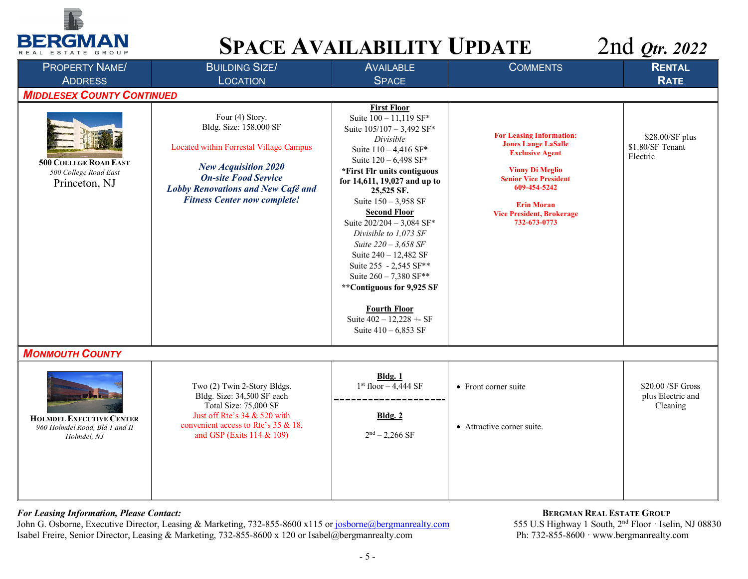# BERGMAN REAL ESTATE GROUP

# SPACE AVAILABILITY UPDATE 2nd *Qtr. 2022*

| PROPERTY NAME/ ADDRESS | BUILDING SIZE/ LOCATION | AVAILABLE SPACE | COMMENTS | RENTAL RATE |
|---|---|---|---|---|
| ***MIDDLESEX COUNTY CONTINUED*** | | | | |
| **500 COLLEGE ROAD EAST**<br>*500 College Road East*<br>Princeton, NJ | Four (4) Story.<br>Bldg. Size: 158,000 SF<br><br>Located within Forrestal Village Campus<br><br>***New Acquisition 2020***<br>***On-site Food Service***<br>***Lobby Renovations and New Café and Fitness Center now complete!*** | **First Floor**<br>Suite 100 – 11,119 SF*<br>Suite 105/107 – 3,492 SF*<br>*Divisible*<br>Suite 110 – 4,416 SF*<br>Suite 120 – 6,498 SF*<br>***First Flr units contiguous for 14,611, 19,027 and up to 25,525 SF.**<br>Suite 150 – 3,958 SF<br>**Second Floor**<br>Suite 202/204 – 3,084 SF*<br>*Divisible to 1,073 SF*<br>*Suite 220 – 3,658 SF*<br>Suite 240 – 12,482 SF<br>Suite 255 - 2,545 SF**<br>Suite 260 – 7,380 SF**<br>****Contiguous for 9,925 SF**<br><br>**Fourth Floor**<br>Suite 402 – 12,228 +- SF<br>Suite 410 – 6,853 SF | **For Leasing Information:**<br>**Jones Lange LaSalle**<br>**Exclusive Agent**<br><br>**Vinny Di Meglio**<br>**Senior Vice President**<br>**609-454-5242**<br><br>**Erin Moran**<br>**Vice President, Brokerage**<br>**732-673-0773** | $28.00/SF plus $1.80/SF Tenant Electric |
| ***MONMOUTH COUNTY*** | | | | |
| **HOLMDEL EXECUTIVE CENTER**<br>*960 Holmdel Road, Bld I and II*<br>*Holmdel, NJ* | Two (2) Twin 2-Story Bldgs.<br>Bldg. Size: 34,500 SF each<br>Total Size: 75,000 SF<br>Just off Rte's 34 & 520 with convenient access to Rte's 35 & 18, and GSP (Exits 114 & 109) | **Bldg. 1**<br>1st floor – 4,444 SF<br>---<br>**Bldg. 2**<br>2nd – 2,266 SF | • Front corner suite<br><br>• Attractive corner suite. | $20.00 /SF Gross plus Electric and Cleaning |

***For Leasing Information, Please Contact:***
John G. Osborne, Executive Director, Leasing & Marketing, 732-855-8600 x115 or josborne@bergmanrealty.com
Isabel Freire, Senior Director, Leasing & Marketing, 732-855-8600 x 120 or Isabel@bergmanrealty.com

**BERGMAN REAL ESTATE GROUP**
555 U.S Highway 1 South, 2nd Floor · Iselin, NJ 08830
Ph: 732-855-8600 · www.bergmanrealty.com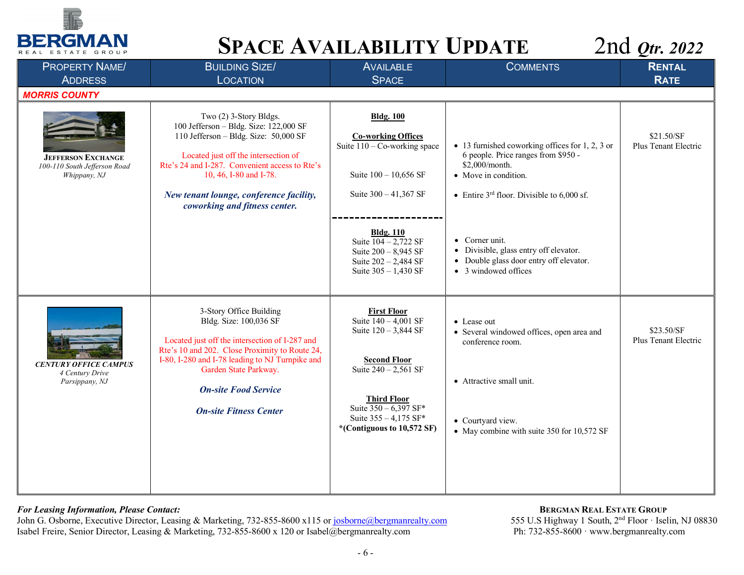# BERGMAN REAL ESTATE GROUP

# SPACE AVAILABILITY UPDATE 2nd *Qtr. 2022*

| PROPERTY NAME/ ADDRESS | BUILDING SIZE/ LOCATION | AVAILABLE SPACE | COMMENTS | RENTAL RATE |
|---|---|---|---|---|
| ***MORRIS COUNTY*** | | | | |
| **JEFFERSON EXCHANGE**<br>*100-110 South Jefferson Road*<br>*Whippany, NJ* | Two (2) 3-Story Bldgs.<br>100 Jefferson – Bldg. Size: 122,000 SF<br>110 Jefferson – Bldg. Size: 50,000 SF<br><br>Located just off the intersection of Rte's 24 and I-287. Convenient access to Rte's 10, 46, I-80 and I-78.<br><br>***New tenant lounge, conference facility, coworking and fitness center.*** | **Bldg. 100**<br><br>**Co-working Offices**<br>Suite 110 – Co-working space<br><br>Suite 100 – 10,656 SF<br><br>Suite 300 – 41,367 SF<br><br>--------------------<br>**Bldg. 110**<br>Suite 104 – 2,722 SF<br>Suite 200 – 8,945 SF<br>Suite 202 – 2,484 SF<br>Suite 305 – 1,430 SF | • 13 furnished coworking offices for 1, 2, 3 or 6 people. Price ranges from $950 - $2,000/month.<br>• Move in condition.<br><br>• Entire 3rd floor. Divisible to 6,000 sf.<br><br>• Corner unit.<br>• Divisible, glass entry off elevator.<br>• Double glass door entry off elevator.<br>• 3 windowed offices | $21.50/SF<br>Plus Tenant Electric |
| ***CENTURY OFFICE CAMPUS***<br>*4 Century Drive*<br>*Parsippany, NJ* | 3-Story Office Building<br>Bldg. Size: 100,036 SF<br><br>Located just off the intersection of I-287 and Rte's 10 and 202. Close Proximity to Route 24, I-80, I-280 and I-78 leading to NJ Turnpike and Garden State Parkway.<br><br>***On-site Food Service***<br><br>***On-site Fitness Center*** | **First Floor**<br>Suite 140 – 4,001 SF<br>Suite 120 – 3,844 SF<br><br>**Second Floor**<br>Suite 240 – 2,561 SF<br><br>**Third Floor**<br>Suite 350 – 6,397 SF*<br>Suite 355 – 4,175 SF*<br>***(Contiguous to 10,572 SF)** | • Lease out<br>• Several windowed offices, open area and conference room.<br><br>• Attractive small unit.<br><br>• Courtyard view.<br>• May combine with suite 350 for 10,572 SF | $23.50/SF<br>Plus Tenant Electric |

***For Leasing Information, Please Contact:***
John G. Osborne, Executive Director, Leasing & Marketing, 732-855-8600 x115 or josborne@bergmanrealty.com
Isabel Freire, Senior Director, Leasing & Marketing, 732-855-8600 x 120 or Isabel@bergmanrealty.com

**BERGMAN REAL ESTATE GROUP**
555 U.S Highway 1 South, 2nd Floor · Iselin, NJ 08830
Ph: 732-855-8600 · www.bergmanrealty.com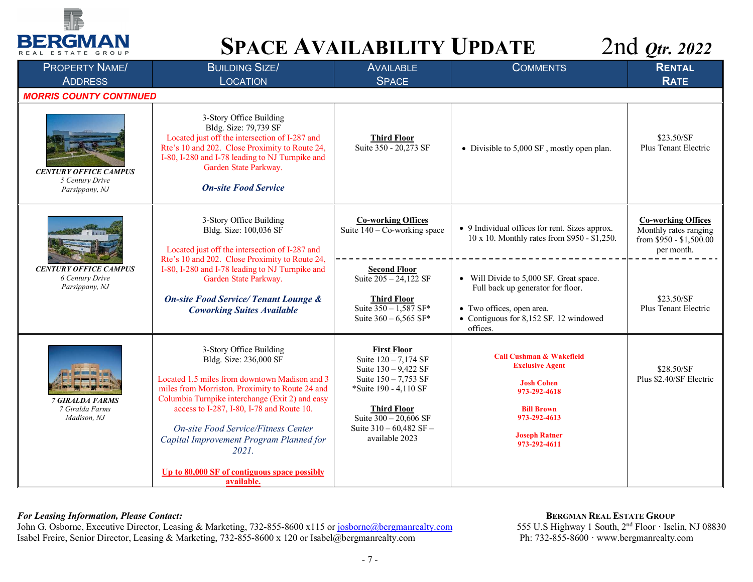# BERGMAN REAL ESTATE GROUP

# SPACE AVAILABILITY UPDATE 2nd *Qtr. 2022*

| PROPERTY NAME/ ADDRESS | BUILDING SIZE/ LOCATION | AVAILABLE SPACE | COMMENTS | RENTAL RATE |
|---|---|---|---|---|
| ***MORRIS COUNTY CONTINUED*** | | | | |
| ***CENTURY OFFICE CAMPUS*** *5 Century Drive* *Parsippany, NJ* | 3-Story Office Building Bldg. Size: 79,739 SF<br>Located just off the intersection of I-287 and Rte's 10 and 202. Close Proximity to Route 24, I-80, I-280 and I-78 leading to NJ Turnpike and Garden State Parkway.<br>***On-site Food Service*** | **Third Floor**<br>Suite 350 - 20,273 SF | • Divisible to 5,000 SF , mostly open plan. | $23.50/SF Plus Tenant Electric |
| ***CENTURY OFFICE CAMPUS*** *6 Century Drive* *Parsippany, NJ* | 3-Story Office Building Bldg. Size: 100,036 SF<br>Located just off the intersection of I-287 and Rte's 10 and 202. Close Proximity to Route 24, I-80, I-280 and I-78 leading to NJ Turnpike and Garden State Parkway.<br>***On-site Food Service/ Tenant Lounge & Coworking Suites Available*** | **Co-working Offices**<br>Suite 140 – Co-working space | • 9 Individual offices for rent. Sizes approx. 10 x 10. Monthly rates from $950 - $1,250. | **Co-working Offices**<br>Monthly rates ranging from $950 - $1,500.00 per month. |
| | | **Second Floor**<br>Suite 205 – 24,122 SF<br>**Third Floor**<br>Suite 350 – 1,587 SF*<br>Suite 360 – 6,565 SF* | • Will Divide to 5,000 SF. Great space. Full back up generator for floor.<br>• Two offices, open area.<br>• Contiguous for 8,152 SF. 12 windowed offices. | $23.50/SF Plus Tenant Electric |
| ***7 GIRALDA FARMS*** *7 Giralda Farms* *Madison, NJ* | 3-Story Office Building Bldg. Size: 236,000 SF<br>Located 1.5 miles from downtown Madison and 3 miles from Morriston. Proximity to Route 24 and Columbia Turnpike interchange (Exit 2) and easy access to I-287, I-80, I-78 and Route 10.<br>*On-site Food Service/Fitness Center Capital Improvement Program Planned for 2021.*<br>**Up to 80,000 SF of contiguous space possibly available.** | **First Floor**<br>Suite 120 – 7,174 SF<br>Suite 130 – 9,422 SF<br>Suite 150 – 7,753 SF<br>*Suite 190 - 4,110 SF<br>**Third Floor**<br>Suite 300 – 20,606 SF<br>Suite 310 – 60,482 SF – available 2023 | **Call Cushman & Wakefield Exclusive Agent**<br>**Josh Cohen 973-292-4618**<br>**Bill Brown 973-292-4613**<br>**Joseph Ratner 973-292-4611** | $28.50/SF Plus $2.40/SF Electric |

***For Leasing Information, Please Contact:***
John G. Osborne, Executive Director, Leasing & Marketing, 732-855-8600 x115 or josborne@bergmanrealty.com
Isabel Freire, Senior Director, Leasing & Marketing, 732-855-8600 x 120 or Isabel@bergmanrealty.com

**BERGMAN REAL ESTATE GROUP**
555 U.S Highway 1 South, 2nd Floor · Iselin, NJ 08830
Ph: 732-855-8600 · www.bergmanrealty.com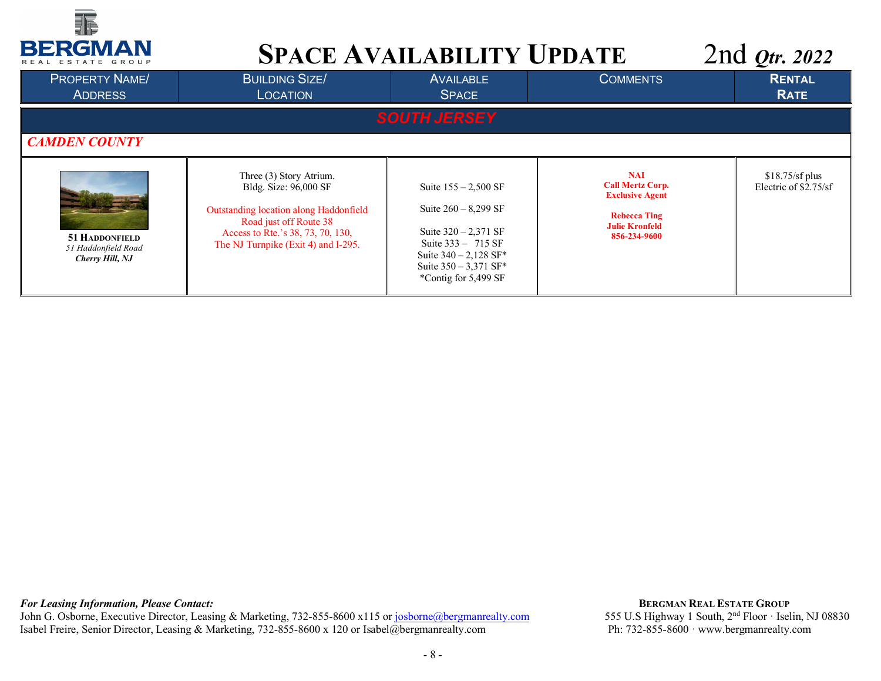# SPACE AVAILABILITY UPDATE 2nd *Qtr. 2022*

| PROPERTY NAME/ ADDRESS | BUILDING SIZE/ LOCATION | AVAILABLE SPACE | COMMENTS | RENTAL RATE |
|---|---|---|---|---|
| **SOUTH JERSEY** | | | | |
| ***CAMDEN COUNTY*** | | | | |
| **51 HADDONFIELD**<br>*51 Haddonfield Road*<br>***Cherry Hill, NJ*** | Three (3) Story Atrium.<br>Bldg. Size: 96,000 SF<br><br>Outstanding location along Haddonfield Road just off Route 38<br>Access to Rte.'s 38, 73, 70, 130, The NJ Turnpike (Exit 4) and I-295. | Suite 155 – 2,500 SF<br><br>Suite 260 – 8,299 SF<br><br>Suite 320 – 2,371 SF<br>Suite 333 – 715 SF<br>Suite 340 – 2,128 SF*<br>Suite 350 – 3,371 SF*<br>*Contig for 5,499 SF | **NAI**<br>**Call Mertz Corp.**<br>**Exclusive Agent**<br><br>**Rebecca Ting**<br>**Julie Kronfeld**<br>**856-234-9600** | $18.75/sf plus Electric of $2.75/sf |

***For Leasing Information, Please Contact:***
John G. Osborne, Executive Director, Leasing & Marketing, 732-855-8600 x115 or josborne@bergmanrealty.com
Isabel Freire, Senior Director, Leasing & Marketing, 732-855-8600 x 120 or Isabel@bergmanrealty.com

**BERGMAN REAL ESTATE GROUP**
555 U.S Highway 1 South, 2nd Floor · Iselin, NJ 08830
Ph: 732-855-8600 · www.bergmanrealty.com